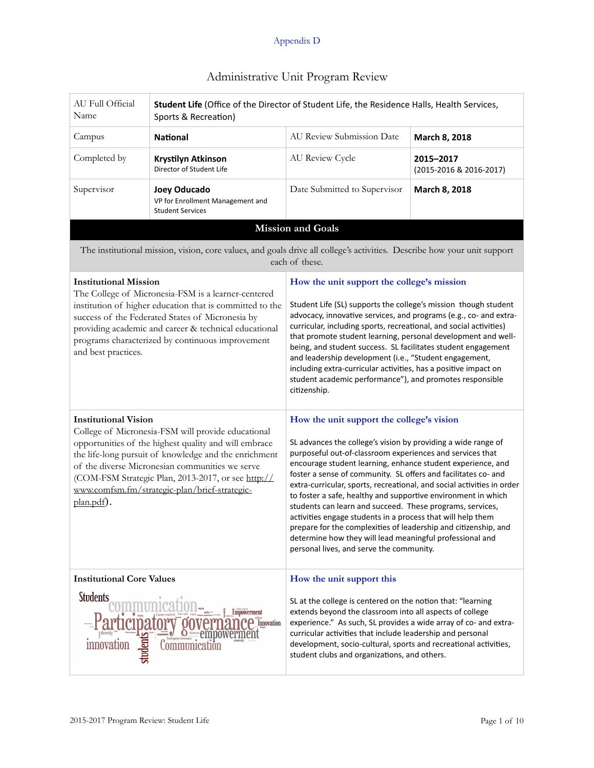Appendix D

# Administrative Unit Program Review

| AU Full Official Name | **Student Life** (Office of the Director of Student Life, the Residence Halls, Health Services, Sports & Recreation) | | |
|---|---|---|---|
| Campus | **National** | AU Review Submission Date | **March 8, 2018** |
| Completed by | **Krystilyn Atkinson** Director of Student Life | AU Review Cycle | **2015–2017** (2015-2016 & 2016-2017) |
| Supervisor | **Joey Oducado** VP for Enrollment Management and Student Services | Date Submitted to Supervisor | **March 8, 2018** |

## Mission and Goals

The institutional mission, vision, core values, and goals drive all college's activities. Describe how your unit support each of these.

| | |
|---|---|
| **Institutional Mission**<br>The College of Micronesia-FSM is a learner-centered institution of higher education that is committed to the success of the Federated States of Micronesia by providing academic and career & technical educational programs characterized by continuous improvement and best practices. | **How the unit support the college's mission**<br><br>Student Life (SL) supports the college's mission though student advocacy, innovative services, and programs (e.g., co- and extra-curricular, including sports, recreational, and social activities) that promote student learning, personal development and well-being, and student success. SL facilitates student engagement and leadership development (i.e., "Student engagement, including extra-curricular activities, has a positive impact on student academic performance"), and promotes responsible citizenship. |
| **Institutional Vision**<br>College of Micronesia-FSM will provide educational opportunities of the highest quality and will embrace the life-long pursuit of knowledge and the enrichment of the diverse Micronesian communities we serve (COM-FSM Strategic Plan, 2013-2017, or see http://www.comfsm.fm/strategic-plan/brief-strategic-plan.pdf). | **How the unit support the college's vision**<br><br>SL advances the college's vision by providing a wide range of purposeful out-of-classroom experiences and services that encourage student learning, enhance student experience, and foster a sense of community. SL offers and facilitates co- and extra-curricular, sports, recreational, and social activities in order to foster a safe, healthy and supportive environment in which students can learn and succeed. These programs, services, activities engage students in a process that will help them prepare for the complexities of leadership and citizenship, and determine how they will lead meaningful professional and personal lives, and serve the community. |
| **Institutional Core Values**<br>Students, communication, Participatory governance, empowerment, Empowerment, Innovation, innovation, students, Communication | **How the unit support this**<br><br>SL at the college is centered on the notion that: "learning extends beyond the classroom into all aspects of college experience." As such, SL provides a wide array of co- and extra-curricular activities that include leadership and personal development, socio-cultural, sports and recreational activities, student clubs and organizations, and others. |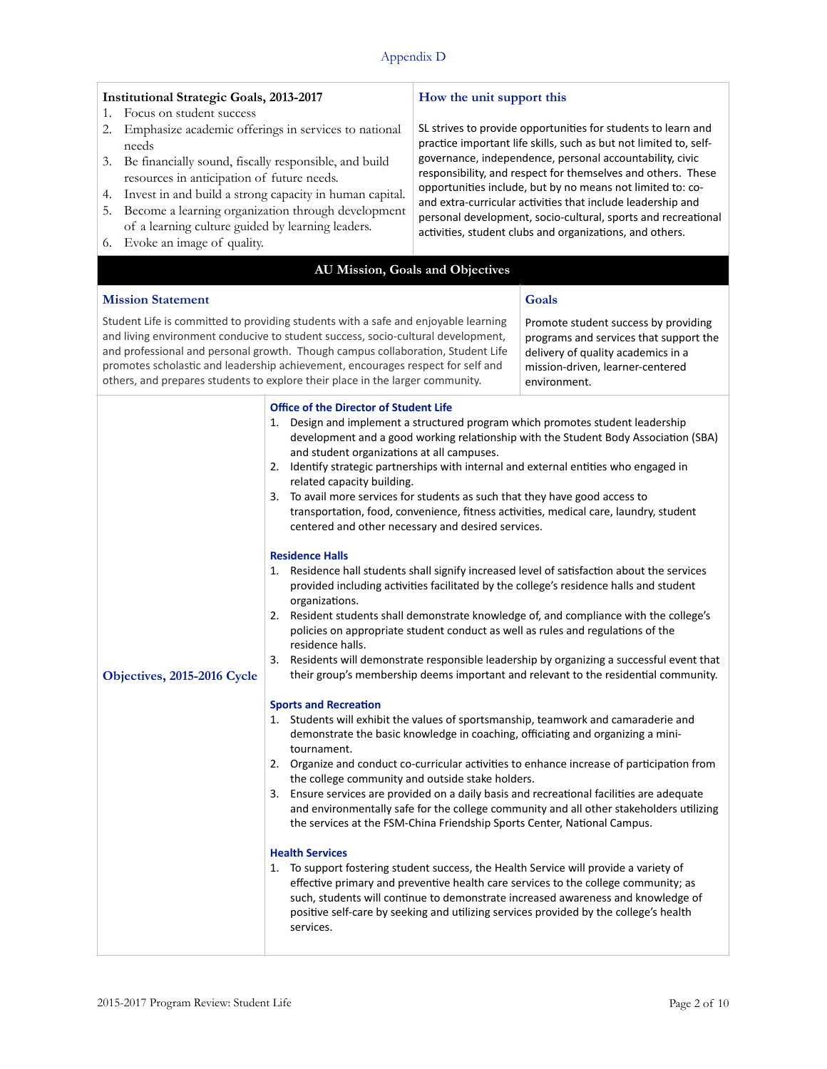Appendix D

| Institutional Strategic Goals, 2013-2017 | How the unit support this |
|---|---|
| 1. Focus on student success<br>2. Emphasize academic offerings in services to national needs<br>3. Be financially sound, fiscally responsible, and build resources in anticipation of future needs.<br>4. Invest in and build a strong capacity in human capital.<br>5. Become a learning organization through development of a learning culture guided by learning leaders.<br>6. Evoke an image of quality. | SL strives to provide opportunities for students to learn and practice important life skills, such as but not limited to, self-governance, independence, personal accountability, civic responsibility, and respect for themselves and others. These opportunities include, but by no means not limited to: co- and extra-curricular activities that include leadership and personal development, socio-cultural, sports and recreational activities, student clubs and organizations, and others. |

## AU Mission, Goals and Objectives

| Mission Statement | Goals |
|---|---|
| Student Life is committed to providing students with a safe and enjoyable learning and living environment conducive to student success, socio-cultural development, and professional and personal growth. Though campus collaboration, Student Life promotes scholastic and leadership achievement, encourages respect for self and others, and prepares students to explore their place in the larger community. | Promote student success by providing programs and services that support the delivery of quality academics in a mission-driven, learner-centered environment. |

### Objectives, 2015-2016 Cycle

**Office of the Director of Student Life**

1. Design and implement a structured program which promotes student leadership development and a good working relationship with the Student Body Association (SBA) and student organizations at all campuses.
2. Identify strategic partnerships with internal and external entities who engaged in related capacity building.
3. To avail more services for students as such that they have good access to transportation, food, convenience, fitness activities, medical care, laundry, student centered and other necessary and desired services.

**Residence Halls**

1. Residence hall students shall signify increased level of satisfaction about the services provided including activities facilitated by the college's residence halls and student organizations.
2. Resident students shall demonstrate knowledge of, and compliance with the college's policies on appropriate student conduct as well as rules and regulations of the residence halls.
3. Residents will demonstrate responsible leadership by organizing a successful event that their group's membership deems important and relevant to the residential community.

**Sports and Recreation**

1. Students will exhibit the values of sportsmanship, teamwork and camaraderie and demonstrate the basic knowledge in coaching, officiating and organizing a mini-tournament.
2. Organize and conduct co-curricular activities to enhance increase of participation from the college community and outside stake holders.
3. Ensure services are provided on a daily basis and recreational facilities are adequate and environmentally safe for the college community and all other stakeholders utilizing the services at the FSM-China Friendship Sports Center, National Campus.

**Health Services**

1. To support fostering student success, the Health Service will provide a variety of effective primary and preventive health care services to the college community; as such, students will continue to demonstrate increased awareness and knowledge of positive self-care by seeking and utilizing services provided by the college's health services.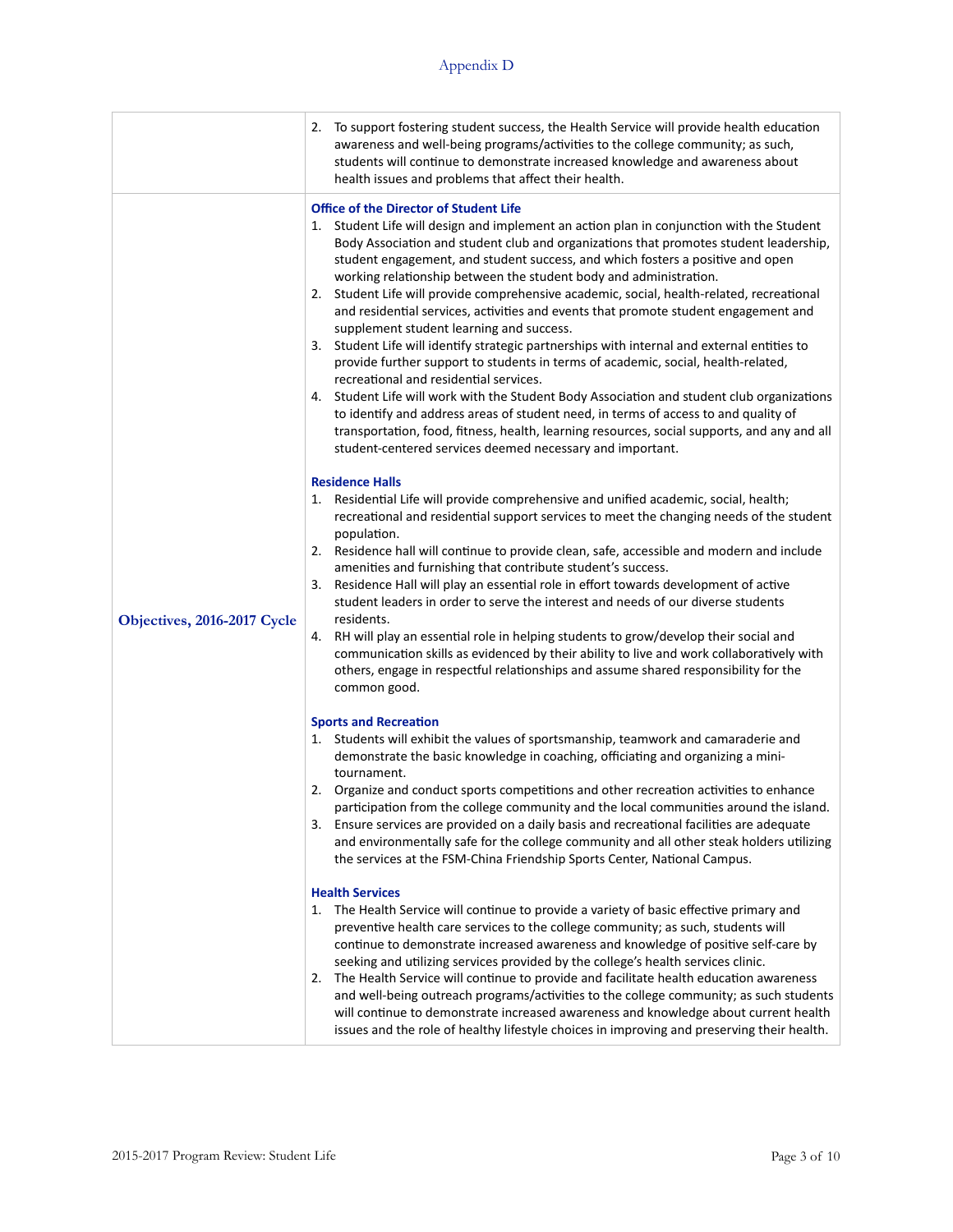Appendix D

| | |
|---|---|
| | 2. To support fostering student success, the Health Service will provide health education awareness and well-being programs/activities to the college community; as such, students will continue to demonstrate increased knowledge and awareness about health issues and problems that affect their health. |
| **Objectives, 2016-2017 Cycle** | **Office of the Director of Student Life**<br>1. Student Life will design and implement an action plan in conjunction with the Student Body Association and student club and organizations that promotes student leadership, student engagement, and student success, and which fosters a positive and open working relationship between the student body and administration.<br>2. Student Life will provide comprehensive academic, social, health-related, recreational and residential services, activities and events that promote student engagement and supplement student learning and success.<br>3. Student Life will identify strategic partnerships with internal and external entities to provide further support to students in terms of academic, social, health-related, recreational and residential services.<br>4. Student Life will work with the Student Body Association and student club organizations to identify and address areas of student need, in terms of access to and quality of transportation, food, fitness, health, learning resources, social supports, and any and all student-centered services deemed necessary and important.<br><br>**Residence Halls**<br>1. Residential Life will provide comprehensive and unified academic, social, health; recreational and residential support services to meet the changing needs of the student population.<br>2. Residence hall will continue to provide clean, safe, accessible and modern and include amenities and furnishing that contribute student's success.<br>3. Residence Hall will play an essential role in effort towards development of active student leaders in order to serve the interest and needs of our diverse students residents.<br>4. RH will play an essential role in helping students to grow/develop their social and communication skills as evidenced by their ability to live and work collaboratively with others, engage in respectful relationships and assume shared responsibility for the common good.<br><br>**Sports and Recreation**<br>1. Students will exhibit the values of sportsmanship, teamwork and camaraderie and demonstrate the basic knowledge in coaching, officiating and organizing a mini-tournament.<br>2. Organize and conduct sports competitions and other recreation activities to enhance participation from the college community and the local communities around the island.<br>3. Ensure services are provided on a daily basis and recreational facilities are adequate and environmentally safe for the college community and all other steak holders utilizing the services at the FSM-China Friendship Sports Center, National Campus.<br><br>**Health Services**<br>1. The Health Service will continue to provide a variety of basic effective primary and preventive health care services to the college community; as such, students will continue to demonstrate increased awareness and knowledge of positive self-care by seeking and utilizing services provided by the college's health services clinic.<br>2. The Health Service will continue to provide and facilitate health education awareness and well-being outreach programs/activities to the college community; as such students will continue to demonstrate increased awareness and knowledge about current health issues and the role of healthy lifestyle choices in improving and preserving their health. |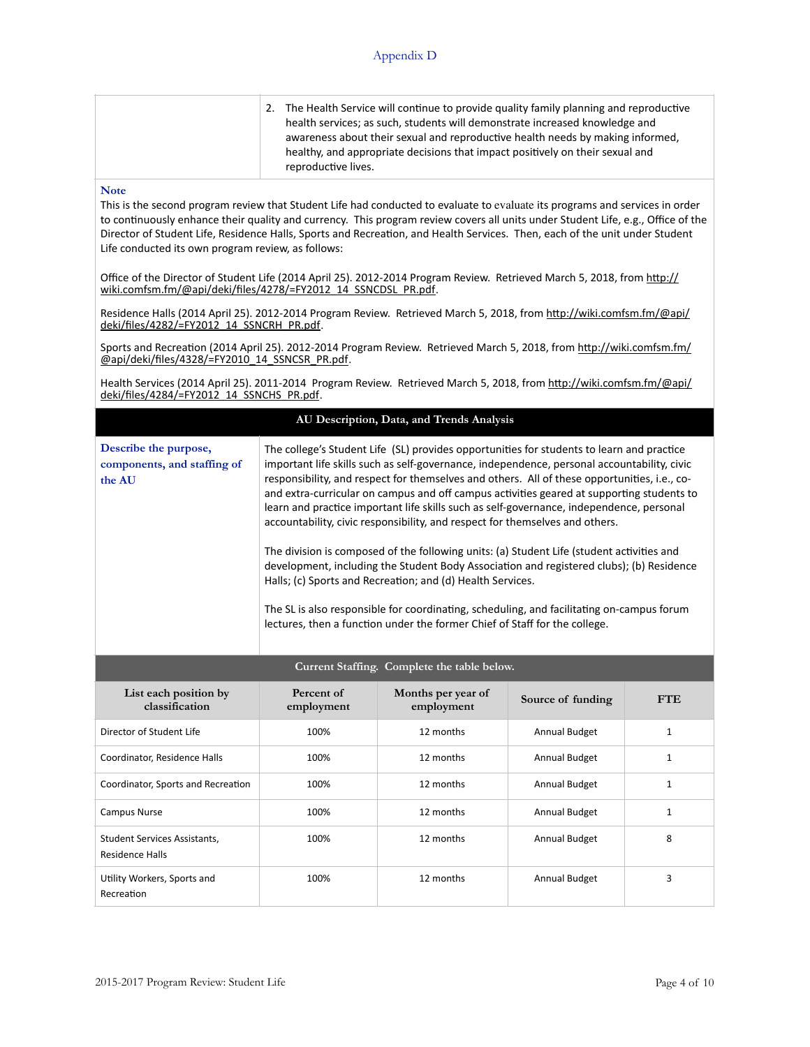Appendix D

| | |
|---|---|
| | 2. The Health Service will continue to provide quality family planning and reproductive health services; as such, students will demonstrate increased knowledge and awareness about their sexual and reproductive health needs by making informed, healthy, and appropriate decisions that impact positively on their sexual and reproductive lives. |

**Note**

This is the second program review that Student Life had conducted to evaluate to evaluate its programs and services in order to continuously enhance their quality and currency. This program review covers all units under Student Life, e.g., Office of the Director of Student Life, Residence Halls, Sports and Recreation, and Health Services. Then, each of the unit under Student Life conducted its own program review, as follows:

Office of the Director of Student Life (2014 April 25). 2012-2014 Program Review. Retrieved March 5, 2018, from http://wiki.comfsm.fm/@api/deki/files/4278/=FY2012_14_SSNCDSL_PR.pdf.

Residence Halls (2014 April 25). 2012-2014 Program Review. Retrieved March 5, 2018, from http://wiki.comfsm.fm/@api/deki/files/4282/=FY2012_14_SSNCRH_PR.pdf.

Sports and Recreation (2014 April 25). 2012-2014 Program Review. Retrieved March 5, 2018, from http://wiki.comfsm.fm/@api/deki/files/4328/=FY2010_14_SSNCSR_PR.pdf.

Health Services (2014 April 25). 2011-2014 Program Review. Retrieved March 5, 2018, from http://wiki.comfsm.fm/@api/deki/files/4284/=FY2012_14_SSNCHS_PR.pdf.

## AU Description, Data, and Trends Analysis

**Describe the purpose, components, and staffing of the AU**

The college's Student Life (SL) provides opportunities for students to learn and practice important life skills such as self-governance, independence, personal accountability, civic responsibility, and respect for themselves and others. All of these opportunities, i.e., co- and extra-curricular on campus and off campus activities geared at supporting students to learn and practice important life skills such as self-governance, independence, personal accountability, civic responsibility, and respect for themselves and others.

The division is composed of the following units: (a) Student Life (student activities and development, including the Student Body Association and registered clubs); (b) Residence Halls; (c) Sports and Recreation; and (d) Health Services.

The SL is also responsible for coordinating, scheduling, and facilitating on-campus forum lectures, then a function under the former Chief of Staff for the college.

### Current Staffing. Complete the table below.

| List each position by classification | Percent of employment | Months per year of employment | Source of funding | FTE |
|---|---|---|---|---|
| Director of Student Life | 100% | 12 months | Annual Budget | 1 |
| Coordinator, Residence Halls | 100% | 12 months | Annual Budget | 1 |
| Coordinator, Sports and Recreation | 100% | 12 months | Annual Budget | 1 |
| Campus Nurse | 100% | 12 months | Annual Budget | 1 |
| Student Services Assistants, Residence Halls | 100% | 12 months | Annual Budget | 8 |
| Utility Workers, Sports and Recreation | 100% | 12 months | Annual Budget | 3 |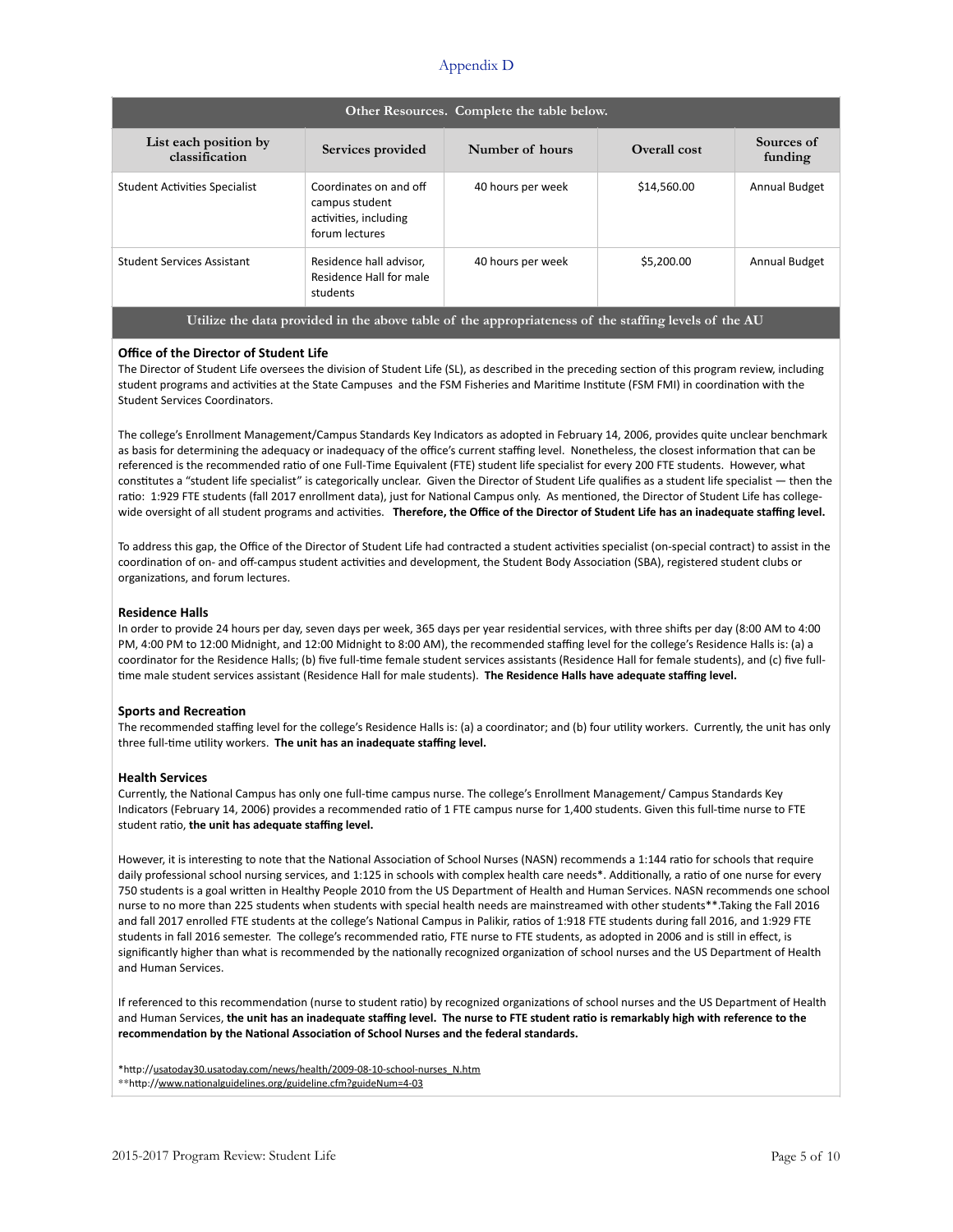# Appendix D

| Other Resources. Complete the table below. | | | | |
|---|---|---|---|---|
| **List each position by classification** | **Services provided** | **Number of hours** | **Overall cost** | **Sources of funding** |
| Student Activities Specialist | Coordinates on and off campus student activities, including forum lectures | 40 hours per week | $14,560.00 | Annual Budget |
| Student Services Assistant | Residence hall advisor, Residence Hall for male students | 40 hours per week | $5,200.00 | Annual Budget |

**Utilize the data provided in the above table of the appropriateness of the staffing levels of the AU**

### Office of the Director of Student Life

The Director of Student Life oversees the division of Student Life (SL), as described in the preceding section of this program review, including student programs and activities at the State Campuses and the FSM Fisheries and Maritime Institute (FSM FMI) in coordination with the Student Services Coordinators.

The college's Enrollment Management/Campus Standards Key Indicators as adopted in February 14, 2006, provides quite unclear benchmark as basis for determining the adequacy or inadequacy of the office's current staffing level. Nonetheless, the closest information that can be referenced is the recommended ratio of one Full-Time Equivalent (FTE) student life specialist for every 200 FTE students. However, what constitutes a "student life specialist" is categorically unclear. Given the Director of Student Life qualifies as a student life specialist — then the ratio: 1:929 FTE students (fall 2017 enrollment data), just for National Campus only. As mentioned, the Director of Student Life has college-wide oversight of all student programs and activities. **Therefore, the Office of the Director of Student Life has an inadequate staffing level.**

To address this gap, the Office of the Director of Student Life had contracted a student activities specialist (on-special contract) to assist in the coordination of on- and off-campus student activities and development, the Student Body Association (SBA), registered student clubs or organizations, and forum lectures.

### Residence Halls

In order to provide 24 hours per day, seven days per week, 365 days per year residential services, with three shifts per day (8:00 AM to 4:00 PM, 4:00 PM to 12:00 Midnight, and 12:00 Midnight to 8:00 AM), the recommended staffing level for the college's Residence Halls is: (a) a coordinator for the Residence Halls; (b) five full-time female student services assistants (Residence Hall for female students), and (c) five full-time male student services assistant (Residence Hall for male students). **The Residence Halls have adequate staffing level.**

### Sports and Recreation

The recommended staffing level for the college's Residence Halls is: (a) a coordinator; and (b) four utility workers. Currently, the unit has only three full-time utility workers. **The unit has an inadequate staffing level.**

### Health Services

Currently, the National Campus has only one full-time campus nurse. The college's Enrollment Management/ Campus Standards Key Indicators (February 14, 2006) provides a recommended ratio of 1 FTE campus nurse for 1,400 students. Given this full-time nurse to FTE student ratio, **the unit has adequate staffing level.**

However, it is interesting to note that the National Association of School Nurses (NASN) recommends a 1:144 ratio for schools that require daily professional school nursing services, and 1:125 in schools with complex health care needs*. Additionally, a ratio of one nurse for every 750 students is a goal written in Healthy People 2010 from the US Department of Health and Human Services. NASN recommends one school nurse to no more than 225 students when students with special health needs are mainstreamed with other students**.Taking the Fall 2016 and fall 2017 enrolled FTE students at the college's National Campus in Palikir, ratios of 1:918 FTE students during fall 2016, and 1:929 FTE students in fall 2016 semester. The college's recommended ratio, FTE nurse to FTE students, as adopted in 2006 and is still in effect, is significantly higher than what is recommended by the nationally recognized organization of school nurses and the US Department of Health and Human Services.

If referenced to this recommendation (nurse to student ratio) by recognized organizations of school nurses and the US Department of Health and Human Services, **the unit has an inadequate staffing level. The nurse to FTE student ratio is remarkably high with reference to the recommendation by the National Association of School Nurses and the federal standards.**

*http://usatoday30.usatoday.com/news/health/2009-08-10-school-nurses_N.htm
**http://www.nationalguidelines.org/guideline.cfm?guideNum=4-03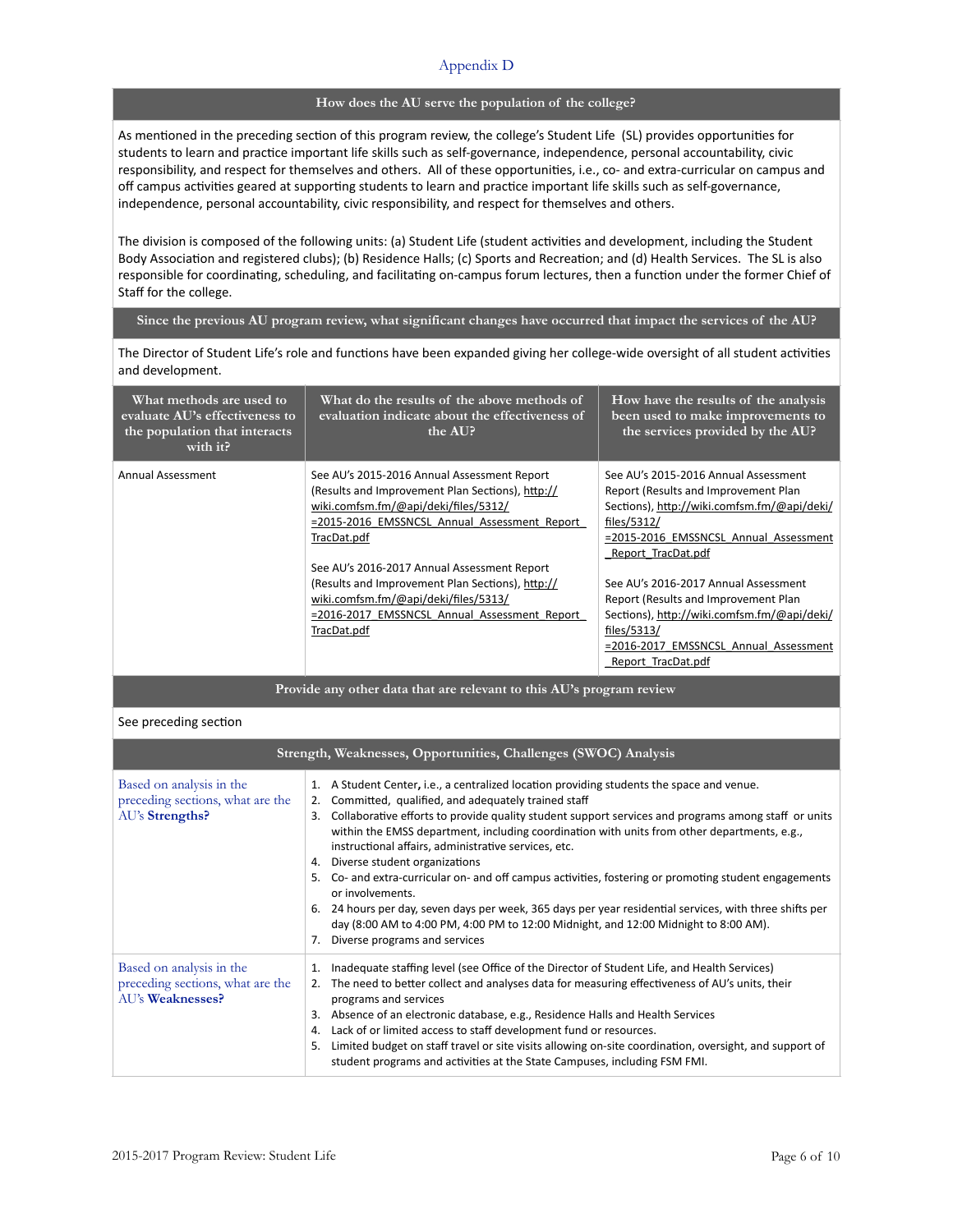Appendix D

## How does the AU serve the population of the college?

As mentioned in the preceding section of this program review, the college's Student Life (SL) provides opportunities for students to learn and practice important life skills such as self-governance, independence, personal accountability, civic responsibility, and respect for themselves and others. All of these opportunities, i.e., co- and extra-curricular on campus and off campus activities geared at supporting students to learn and practice important life skills such as self-governance, independence, personal accountability, civic responsibility, and respect for themselves and others.

The division is composed of the following units: (a) Student Life (student activities and development, including the Student Body Association and registered clubs); (b) Residence Halls; (c) Sports and Recreation; and (d) Health Services. The SL is also responsible for coordinating, scheduling, and facilitating on-campus forum lectures, then a function under the former Chief of Staff for the college.

## Since the previous AU program review, what significant changes have occurred that impact the services of the AU?

The Director of Student Life's role and functions have been expanded giving her college-wide oversight of all student activities and development.

| What methods are used to evaluate AU's effectiveness to the population that interacts with it? | What do the results of the above methods of evaluation indicate about the effectiveness of the AU? | How have the results of the analysis been used to make improvements to the services provided by the AU? |
|---|---|---|
| Annual Assessment | See AU's 2015-2016 Annual Assessment Report (Results and Improvement Plan Sections), http://wiki.comfsm.fm/@api/deki/files/5312/=2015-2016_EMSSNCSL_Annual_Assessment_Report_TracDat.pdf<br><br>See AU's 2016-2017 Annual Assessment Report (Results and Improvement Plan Sections), http://wiki.comfsm.fm/@api/deki/files/5313/=2016-2017_EMSSNCSL_Annual_Assessment_Report_TracDat.pdf | See AU's 2015-2016 Annual Assessment Report (Results and Improvement Plan Sections), http://wiki.comfsm.fm/@api/deki/files/5312/=2015-2016_EMSSNCSL_Annual_Assessment_Report_TracDat.pdf<br><br>See AU's 2016-2017 Annual Assessment Report (Results and Improvement Plan Sections), http://wiki.comfsm.fm/@api/deki/files/5313/=2016-2017_EMSSNCSL_Annual_Assessment_Report_TracDat.pdf |

## Provide any other data that are relevant to this AU's program review

See preceding section

## Strength, Weaknesses, Opportunities, Challenges (SWOC) Analysis

| | |
|---|---|
| Based on analysis in the preceding sections, what are the AU's **Strengths?** | 1. A Student Center**,** i.e., a centralized location providing students the space and venue.<br>2. Committed, qualified, and adequately trained staff<br>3. Collaborative efforts to provide quality student support services and programs among staff or units within the EMSS department, including coordination with units from other departments, e.g., instructional affairs, administrative services, etc.<br>4. Diverse student organizations<br>5. Co- and extra-curricular on- and off campus activities, fostering or promoting student engagements or involvements.<br>6. 24 hours per day, seven days per week, 365 days per year residential services, with three shifts per day (8:00 AM to 4:00 PM, 4:00 PM to 12:00 Midnight, and 12:00 Midnight to 8:00 AM).<br>7. Diverse programs and services |
| Based on analysis in the preceding sections, what are the AU's **Weaknesses?** | 1. Inadequate staffing level (see Office of the Director of Student Life, and Health Services)<br>2. The need to better collect and analyses data for measuring effectiveness of AU's units, their programs and services<br>3. Absence of an electronic database, e.g., Residence Halls and Health Services<br>4. Lack of or limited access to staff development fund or resources.<br>5. Limited budget on staff travel or site visits allowing on-site coordination, oversight, and support of student programs and activities at the State Campuses, including FSM FMI. |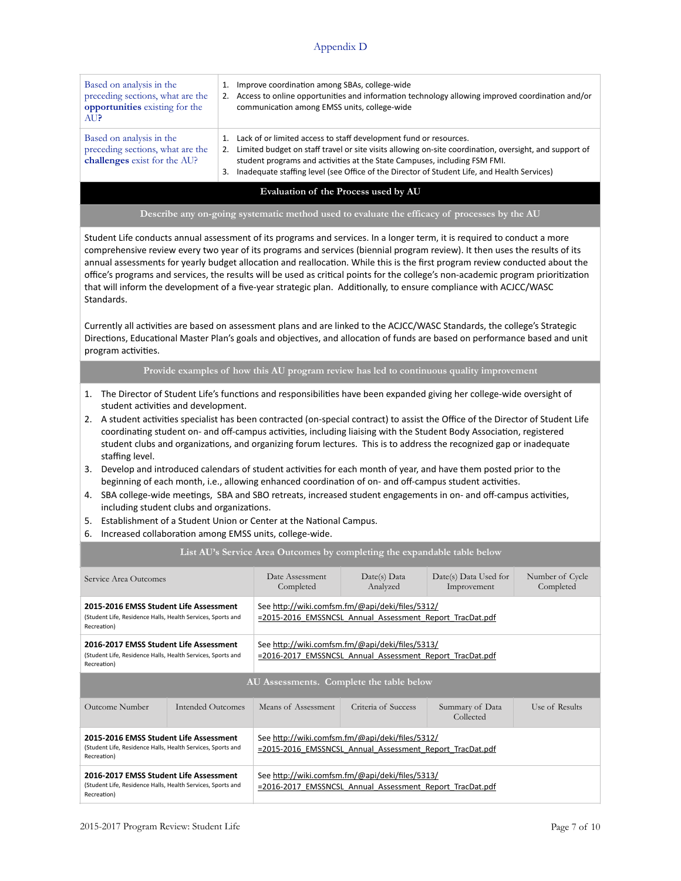Appendix D

| Based on analysis in the preceding sections, what are the **opportunities** existing for the AU**?** | 1. Improve coordination among SBAs, college-wide<br>2. Access to online opportunities and information technology allowing improved coordination and/or communication among EMSS units, college-wide |
|---|---|
| Based on analysis in the preceding sections, what are the **challenges** exist for the AU? | 1. Lack of or limited access to staff development fund or resources.<br>2. Limited budget on staff travel or site visits allowing on-site coordination, oversight, and support of student programs and activities at the State Campuses, including FSM FMI.<br>3. Inadequate staffing level (see Office of the Director of Student Life, and Health Services) |

## Evaluation of the Process used by AU

### Describe any on-going systematic method used to evaluate the efficacy of processes by the AU

Student Life conducts annual assessment of its programs and services. In a longer term, it is required to conduct a more comprehensive review every two year of its programs and services (biennial program review). It then uses the results of its annual assessments for yearly budget allocation and reallocation. While this is the first program review conducted about the office's programs and services, the results will be used as critical points for the college's non-academic program prioritization that will inform the development of a five-year strategic plan. Additionally, to ensure compliance with ACJCC/WASC Standards.

Currently all activities are based on assessment plans and are linked to the ACJCC/WASC Standards, the college's Strategic Directions, Educational Master Plan's goals and objectives, and allocation of funds are based on performance based and unit program activities.

### Provide examples of how this AU program review has led to continuous quality improvement

1. The Director of Student Life's functions and responsibilities have been expanded giving her college-wide oversight of student activities and development.
2. A student activities specialist has been contracted (on-special contract) to assist the Office of the Director of Student Life coordinating student on- and off-campus activities, including liaising with the Student Body Association, registered student clubs and organizations, and organizing forum lectures. This is to address the recognized gap or inadequate staffing level.
3. Develop and introduced calendars of student activities for each month of year, and have them posted prior to the beginning of each month, i.e., allowing enhanced coordination of on- and off-campus student activities.
4. SBA college-wide meetings, SBA and SBO retreats, increased student engagements in on- and off-campus activities, including student clubs and organizations.
5. Establishment of a Student Union or Center at the National Campus.
6. Increased collaboration among EMSS units, college-wide.

### List AU's Service Area Outcomes by completing the expandable table below

| Service Area Outcomes | Date Assessment Completed | Date(s) Data Analyzed | Date(s) Data Used for Improvement | Number of Cycle Completed |
|---|---|---|---|---|
| **2015-2016 EMSS Student Life Assessment** (Student Life, Residence Halls, Health Services, Sports and Recreation) | See http://wiki.comfsm.fm/@api/deki/files/5312/=2015-2016_EMSSNCSL_Annual_Assessment_Report_TracDat.pdf | | | |
| **2016-2017 EMSS Student Life Assessment** (Student Life, Residence Halls, Health Services, Sports and Recreation) | See http://wiki.comfsm.fm/@api/deki/files/5313/=2016-2017_EMSSNCSL_Annual_Assessment_Report_TracDat.pdf | | | |

### AU Assessments. Complete the table below

| Outcome Number | Intended Outcomes | Means of Assessment | Criteria of Success | Summary of Data Collected | Use of Results |
|---|---|---|---|---|---|
| **2015-2016 EMSS Student Life Assessment** (Student Life, Residence Halls, Health Services, Sports and Recreation) | | See http://wiki.comfsm.fm/@api/deki/files/5312/=2015-2016_EMSSNCSL_Annual_Assessment_Report_TracDat.pdf | | | |
| **2016-2017 EMSS Student Life Assessment** (Student Life, Residence Halls, Health Services, Sports and Recreation) | | See http://wiki.comfsm.fm/@api/deki/files/5313/=2016-2017_EMSSNCSL_Annual_Assessment_Report_TracDat.pdf | | | |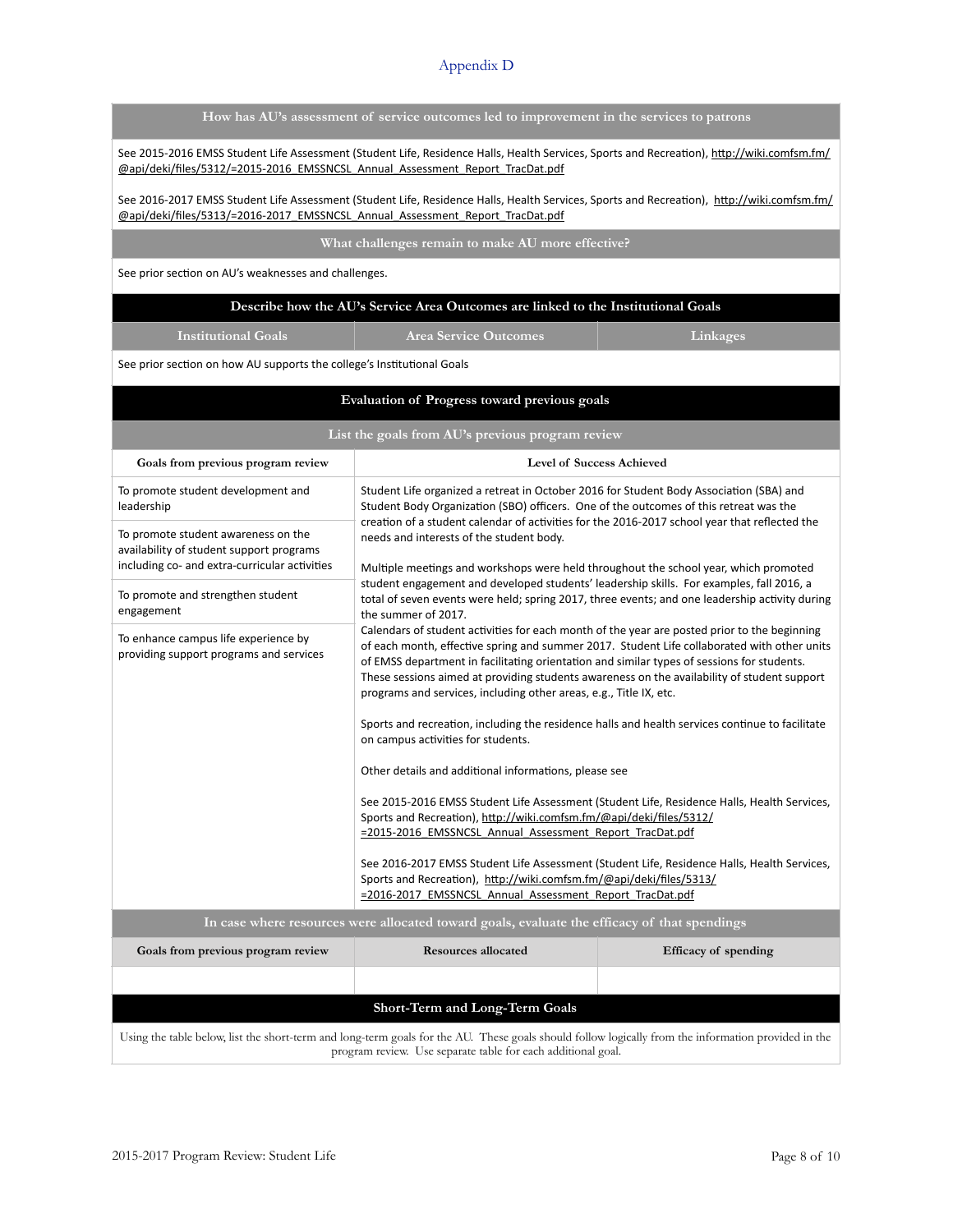Appendix D

## How has AU's assessment of service outcomes led to improvement in the services to patrons

See 2015-2016 EMSS Student Life Assessment (Student Life, Residence Halls, Health Services, Sports and Recreation), http://wiki.comfsm.fm/@api/deki/files/5312/=2015-2016_EMSSNCSL_Annual_Assessment_Report_TracDat.pdf

See 2016-2017 EMSS Student Life Assessment (Student Life, Residence Halls, Health Services, Sports and Recreation), http://wiki.comfsm.fm/@api/deki/files/5313/=2016-2017_EMSSNCSL_Annual_Assessment_Report_TracDat.pdf

## What challenges remain to make AU more effective?

See prior section on AU's weaknesses and challenges.

## Describe how the AU's Service Area Outcomes are linked to the Institutional Goals

| Institutional Goals | Area Service Outcomes | Linkages |
|---|---|---|
| See prior section on how AU supports the college's Institutional Goals | | |

## Evaluation of Progress toward previous goals

### List the goals from AU's previous program review

| Goals from previous program review | Level of Success Achieved |
|---|---|
| To promote student development and leadership<br><br>To promote student awareness on the availability of student support programs including co- and extra-curricular activities<br><br>To promote and strengthen student engagement<br><br>To enhance campus life experience by providing support programs and services | Student Life organized a retreat in October 2016 for Student Body Association (SBA) and Student Body Organization (SBO) officers. One of the outcomes of this retreat was the creation of a student calendar of activities for the 2016-2017 school year that reflected the needs and interests of the student body.<br><br>Multiple meetings and workshops were held throughout the school year, which promoted student engagement and developed students' leadership skills. For examples, fall 2016, a total of seven events were held; spring 2017, three events; and one leadership activity during the summer of 2017.<br>Calendars of student activities for each month of the year are posted prior to the beginning of each month, effective spring and summer 2017. Student Life collaborated with other units of EMSS department in facilitating orientation and similar types of sessions for students. These sessions aimed at providing students awareness on the availability of student support programs and services, including other areas, e.g., Title IX, etc.<br><br>Sports and recreation, including the residence halls and health services continue to facilitate on campus activities for students.<br><br>Other details and additional informations, please see<br><br>See 2015-2016 EMSS Student Life Assessment (Student Life, Residence Halls, Health Services, Sports and Recreation), http://wiki.comfsm.fm/@api/deki/files/5312/=2015-2016_EMSSNCSL_Annual_Assessment_Report_TracDat.pdf<br><br>See 2016-2017 EMSS Student Life Assessment (Student Life, Residence Halls, Health Services, Sports and Recreation), http://wiki.comfsm.fm/@api/deki/files/5313/=2016-2017_EMSSNCSL_Annual_Assessment_Report_TracDat.pdf |

### In case where resources were allocated toward goals, evaluate the efficacy of that spendings

| Goals from previous program review | Resources allocated | Efficacy of spending |
|---|---|---|
| | | |

## Short-Term and Long-Term Goals

Using the table below, list the short-term and long-term goals for the AU. These goals should follow logically from the information provided in the program review. Use separate table for each additional goal.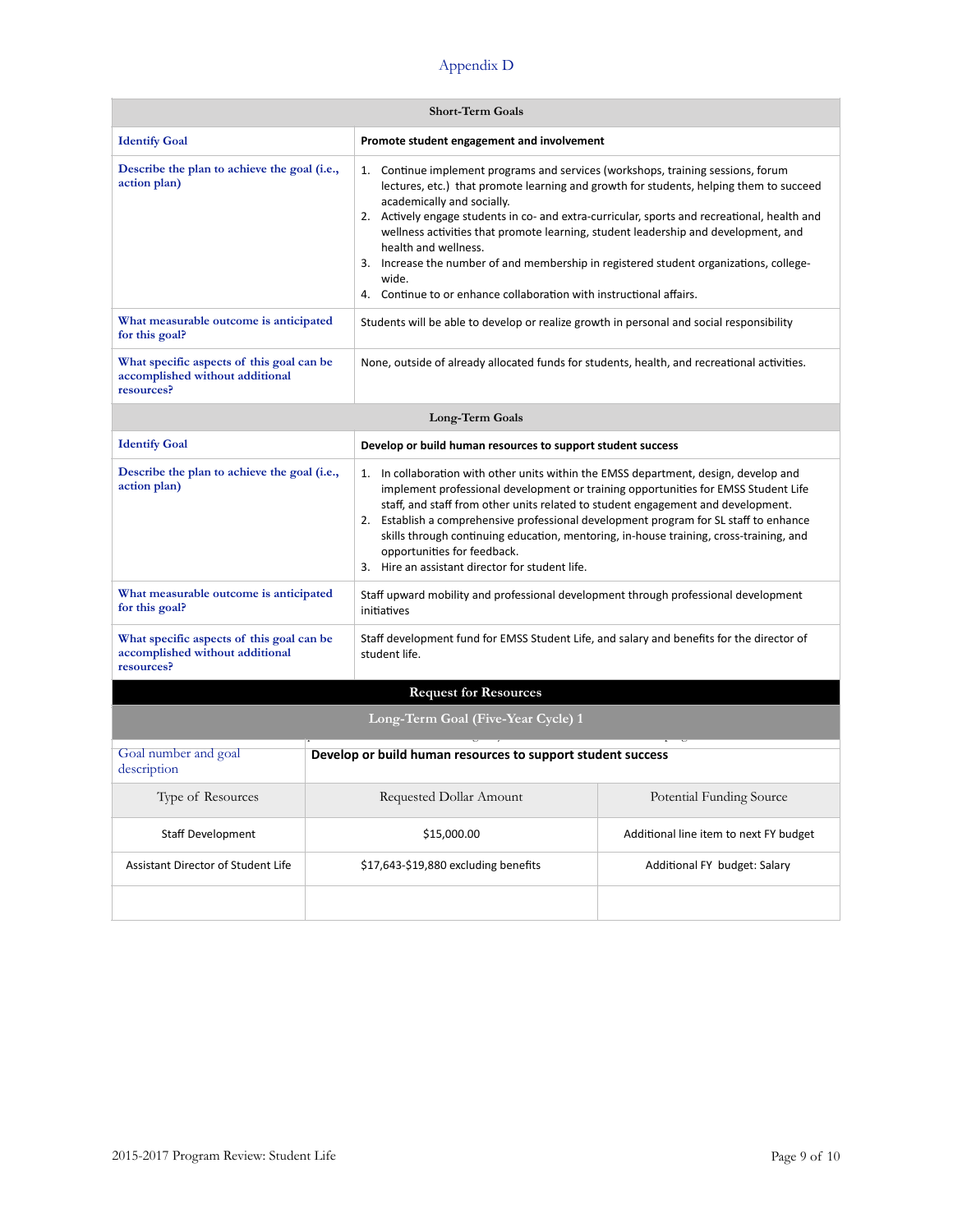## Appendix D

| Short-Term Goals | |
|---|---|
| Identify Goal | **Promote student engagement and involvement** |
| Describe the plan to achieve the goal (i.e., action plan) | 1. Continue implement programs and services (workshops, training sessions, forum lectures, etc.) that promote learning and growth for students, helping them to succeed academically and socially.<br>2. Actively engage students in co- and extra-curricular, sports and recreational, health and wellness activities that promote learning, student leadership and development, and health and wellness.<br>3. Increase the number of and membership in registered student organizations, college-wide.<br>4. Continue to or enhance collaboration with instructional affairs. |
| What measurable outcome is anticipated for this goal? | Students will be able to develop or realize growth in personal and social responsibility |
| What specific aspects of this goal can be accomplished without additional resources? | None, outside of already allocated funds for students, health, and recreational activities. |

| Long-Term Goals | |
|---|---|
| Identify Goal | **Develop or build human resources to support student success** |
| Describe the plan to achieve the goal (i.e., action plan) | 1. In collaboration with other units within the EMSS department, design, develop and implement professional development or training opportunities for EMSS Student Life staff, and staff from other units related to student engagement and development.<br>2. Establish a comprehensive professional development program for SL staff to enhance skills through continuing education, mentoring, in-house training, cross-training, and opportunities for feedback.<br>3. Hire an assistant director for student life. |
| What measurable outcome is anticipated for this goal? | Staff upward mobility and professional development through professional development initiatives |
| What specific aspects of this goal can be accomplished without additional resources? | Staff development fund for EMSS Student Life, and salary and benefits for the director of student life. |

### Request for Resources

**Long-Term Goal (Five-Year Cycle) 1**

| Goal number and goal description | **Develop or build human resources to support student success** | |
|---|---|---|
| Type of Resources | Requested Dollar Amount | Potential Funding Source |
| Staff Development | $15,000.00 | Additional line item to next FY budget |
| Assistant Director of Student Life | $17,643-$19,880 excluding benefits | Additional FY budget: Salary |
| | | |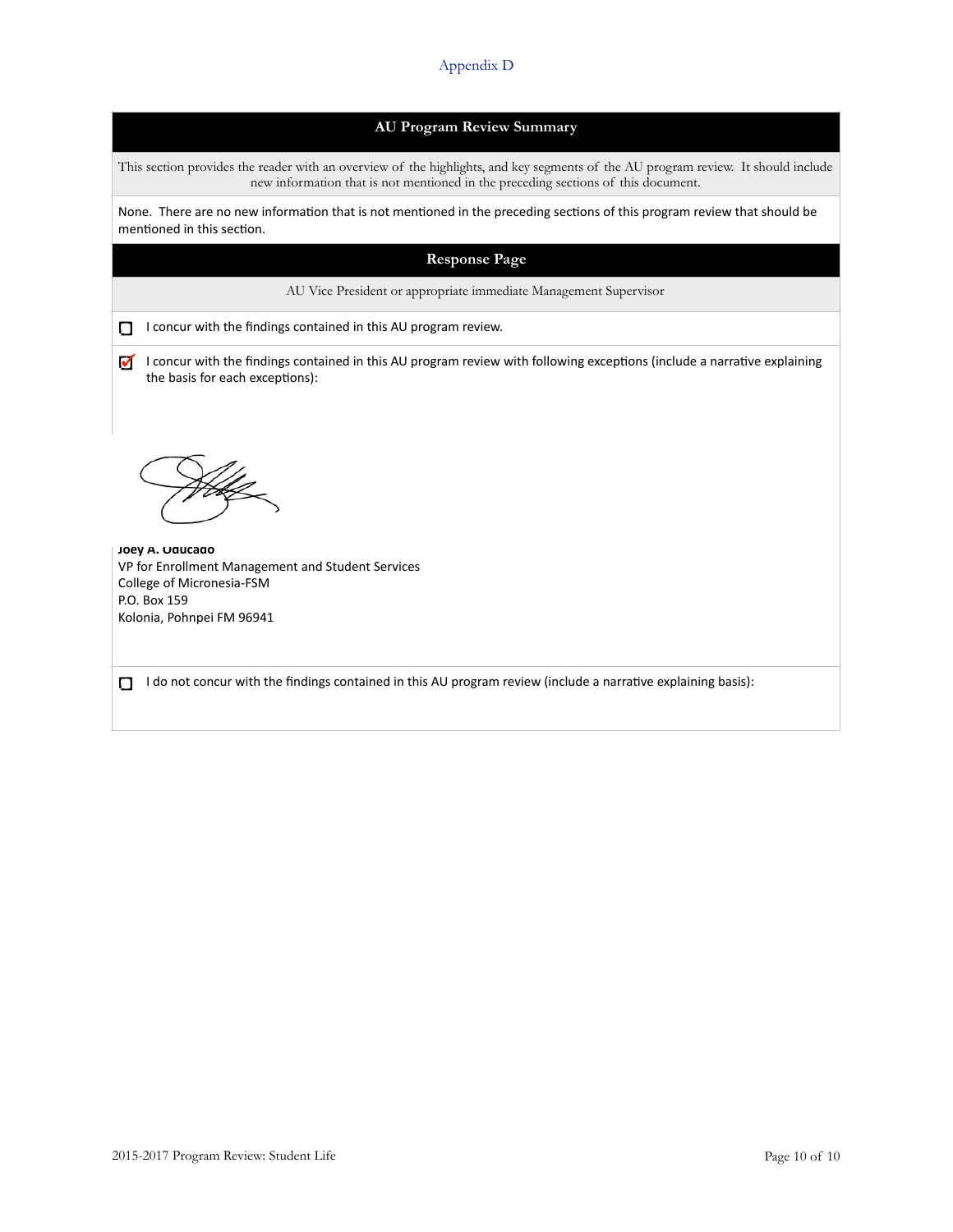Appendix D

## AU Program Review Summary

This section provides the reader with an overview of the highlights, and key segments of the AU program review. It should include new information that is not mentioned in the preceding sections of this document.

None. There are no new information that is not mentioned in the preceding sections of this program review that should be mentioned in this section.

## Response Page

AU Vice President or appropriate immediate Management Supervisor

- [ ] I concur with the findings contained in this AU program review.
- [x] I concur with the findings contained in this AU program review with following exceptions (include a narrative explaining the basis for each exceptions):

**Joey A. Oducado**
VP for Enrollment Management and Student Services
College of Micronesia-FSM
P.O. Box 159
Kolonia, Pohnpei FM 96941

- [ ] I do not concur with the findings contained in this AU program review (include a narrative explaining basis):